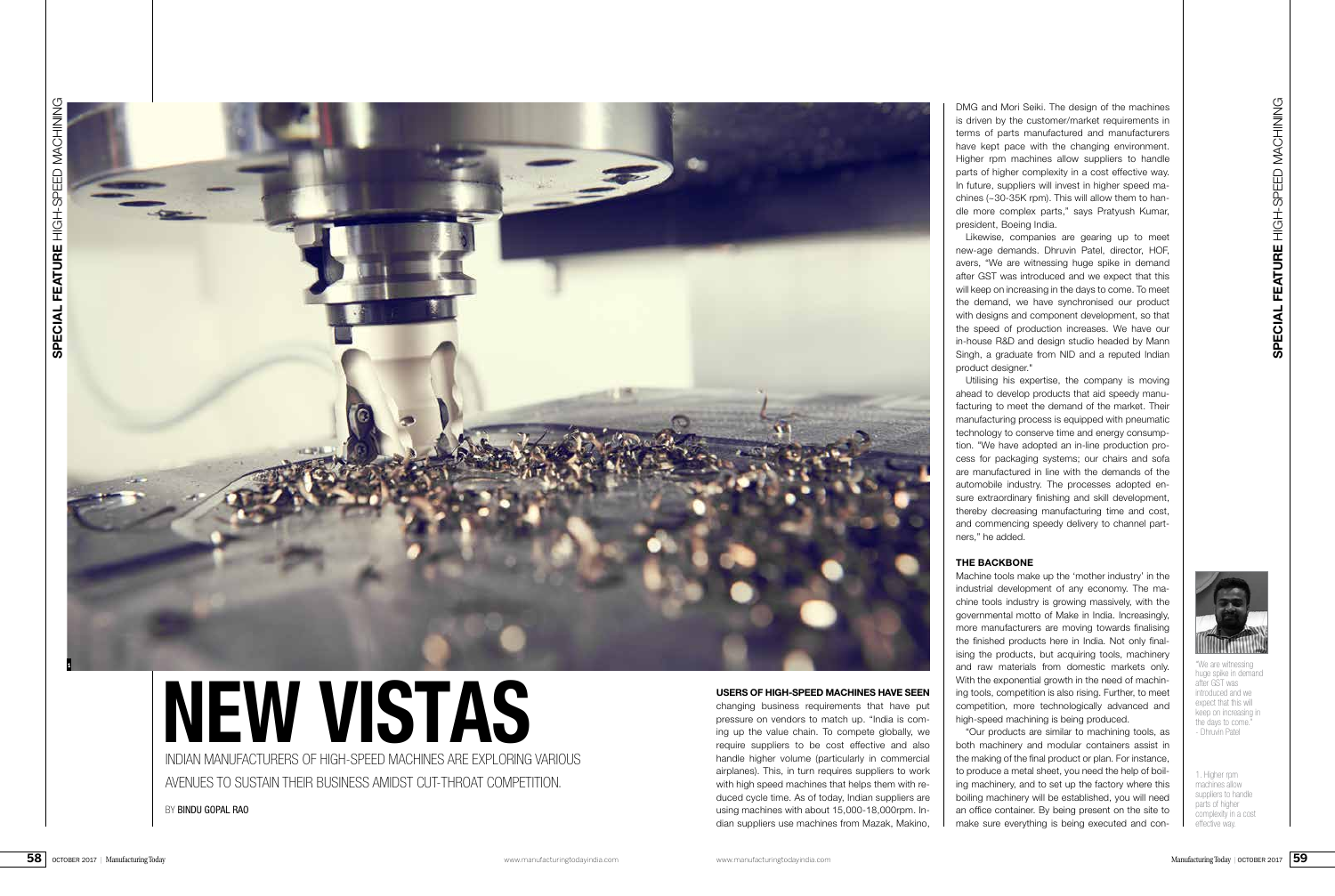# NEW VISTAS

INDIAN MANUFACTURERS OF HIGH-SPEED MACHINES ARE EXPLORING VARIOUS AVENUES TO SUSTAIN THEIR BUSINESS AMIDST CUT-THROAT COMPETITION.

BY BINDU GOPAL RAO

**USERS OF HIGH-SPEED MACHINES HAVE SEEN** changing business requirements that have put pressure on vendors to match up. "India is coming up the value chain. To compete globally, we require suppliers to be cost effective and also handle higher volume (particularly in commercial airplanes). This, in turn requires suppliers to work with high speed machines that helps them with reduced cycle time. As of today, Indian suppliers are using machines with about 15,000-18,000rpm. Indian suppliers use machines from Mazak, Makino, DMG and Mori Seiki. The design of the machines is driven by the customer/market requirements in terms of parts manufactured and manufacturers have kept pace with the changing environment. Higher rpm machines allow suppliers to handle parts of higher complexity in a cost effective way. In future, suppliers will invest in higher speed machines (~30-35K rpm). This will allow them to handle more complex parts," says Pratyush Kumar, president, Boeing India.

Likewise, companies are gearing up to meet new-age demands. Dhruvin Patel, director, HOF, avers, "We are witnessing huge spike in demand after GST was introduced and we expect that this will keep on increasing in the days to come. To meet the demand, we have synchronised our product with designs and component development, so that the speed of production increases. We have our in-house R&D and design studio headed by Mann Singh, a graduate from NID and a reputed Indian product designer."

Utilising his expertise, the company is moving ahead to develop products that aid speedy manufacturing to meet the demand of the market. Their manufacturing process is equipped with pneumatic technology to conserve time and energy consumption. "We have adopted an in-line production process for packaging systems; our chairs and sofa are manufactured in line with the demands of the automobile industry. The processes adopted ensure extraordinary finishing and skill development, thereby decreasing manufacturing time and cost, and commencing speedy delivery to channel partners," he added.

## THE BACKBONE

Machine tools make up the 'mother industry' in the industrial development of any economy. The machine tools industry is growing massively, with the governmental motto of Make in India. Increasingly, more manufacturers are moving towards finalising the finished products here in India. Not only finalising the products, but acquiring tools, machinery and raw materials from domestic markets only. With the exponential growth in the need of machining tools, competition is also rising. Further, to meet competition, more technologically advanced and high-speed machining is being produced.

"Our products are similar to machining tools, as both machinery and modular containers assist in the making of the final product or plan. For instance, to produce a metal sheet, you need the help of boiling machinery, and to set up the factory where this boiling machinery will be established, you will need an office container. By being present on the site to make sure everything is being executed and con-

"We are witnessing huge spike in demand after GST was introduced and we expect that this will keep on increasing in the days to come." - Dhruvin Patel

1. Higher rpm machines allow suppliers to handle parts of higher complexity in a cost effective way.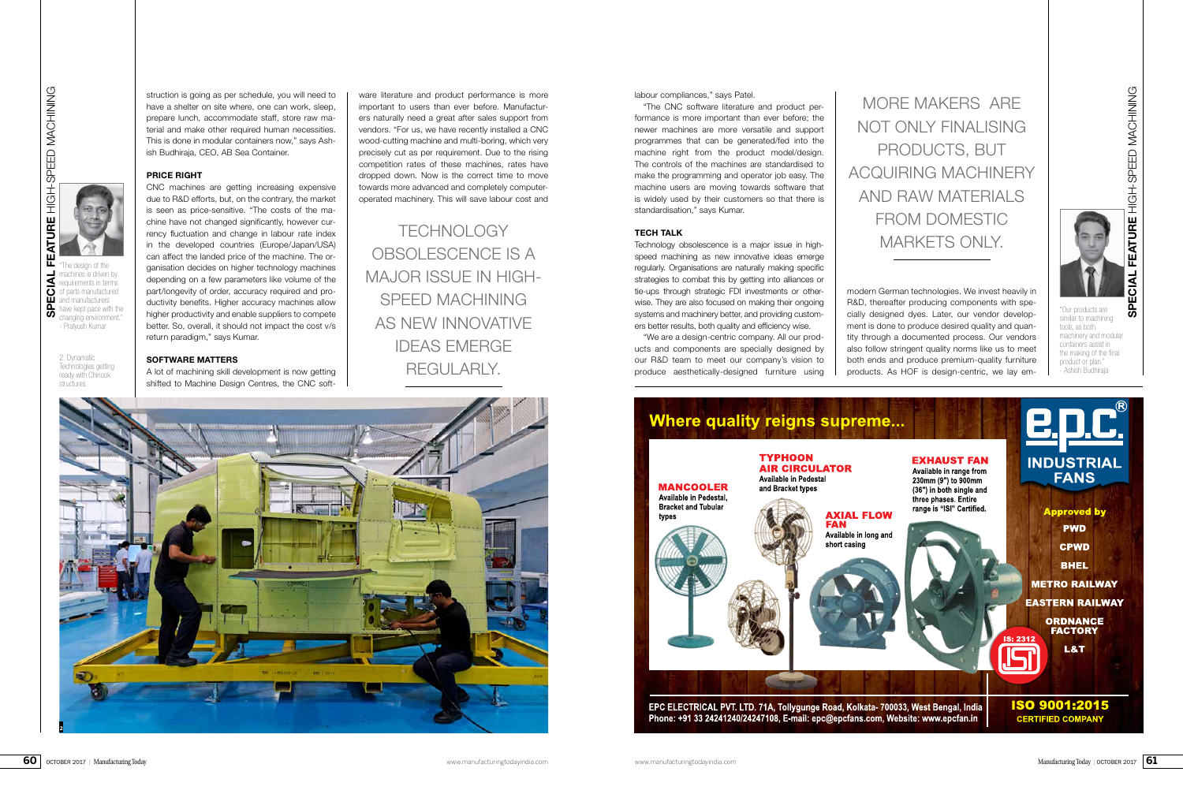struction is going as per schedule, you will need to have a shelter on site where, one can work, sleep, prepare lunch, accommodate staff, store raw material and make other required human necessities. This is done in modular containers now," says Ashish Budhiraja, CEO, AB Sea Container.

"The design of the machines is driven by requirements in terms of parts manufactured and manufacturers have kept pace with the changing environment."
- Pratyush Kumar

2. Dynamatic Technologies getting ready with Chinook structures.

### PRICE RIGHT

CNC machines are getting increasing expensive due to R&D efforts, but, on the contrary, the market is seen as price-sensitive. "The costs of the machine have not changed significantly, however currency fluctuation and change in labour rate index in the developed countries (Europe/Japan/USA) can affect the landed price of the machine. The organisation decides on higher technology machines depending on a few parameters like volume of the part/longevity of order, accuracy required and productivity benefits. Higher accuracy machines allow higher productivity and enable suppliers to compete better. So, overall, it should not impact the cost v/s return paradigm," says Kumar.

### SOFTWARE MATTERS

A lot of machining skill development is now getting shifted to Machine Design Centres, the CNC software literature and product performance is more important to users than ever before. Manufacturers naturally need a great after sales support from vendors. "For us, we have recently installed a CNC wood-cutting machine and multi-boring, which very precisely cut as per requirement. Due to the rising competition rates of these machines, rates have dropped down. Now is the correct time to move towards more advanced and completely computer-operated machinery. This will save labour cost and labour compliances," says Patel.

> TECHNOLOGY OBSOLESCENCE IS A MAJOR ISSUE IN HIGH-SPEED MACHINING AS NEW INNOVATIVE IDEAS EMERGE REGULARLY.

"The CNC software literature and product performance is more important to the user than ever before; the newer machines are more versatile and support programmes that can be generated/fed into the machine right from the product model/design. The controls of the machines are standardised to make the programming and operator job easy. The machine users are moving towards software that is widely used by their customers so that there is standardisation," says Kumar.

### TECH TALK

Technology obsolescence is a major issue in high-speed machining as new innovative ideas emerge regularly. Organisations are naturally making specific strategies to combat this by getting into alliances or tie-ups through strategic FDI investments or otherwise. They are also focused on making their ongoing systems and machinery better, and providing customers better results, both quality and efficiency wise.

"We are a design-centric company. All our products and components are specially designed by our R&D team to meet our company's vision to produce aesthetically-designed furniture using modern German technologies. We invest heavily in R&D, thereafter producing components with specially designed dyes. Later, our vendor development is done to produce desired quality and quantity through a documented process. Our vendors also follow stringent quality norms like us to meet both ends and produce premium-quality furniture products. As HOF is design-centric, we lay em-

> MORE MAKERS ARE NOT ONLY FINALISING PRODUCTS, BUT ACQUIRING MACHINERY AND RAW MATERIALS FROM DOMESTIC MARKETS ONLY.

"Our products are similar to machining tools, as both machinery and modular containers assist in the making of the final product or plan."
- Ashish Budhiraja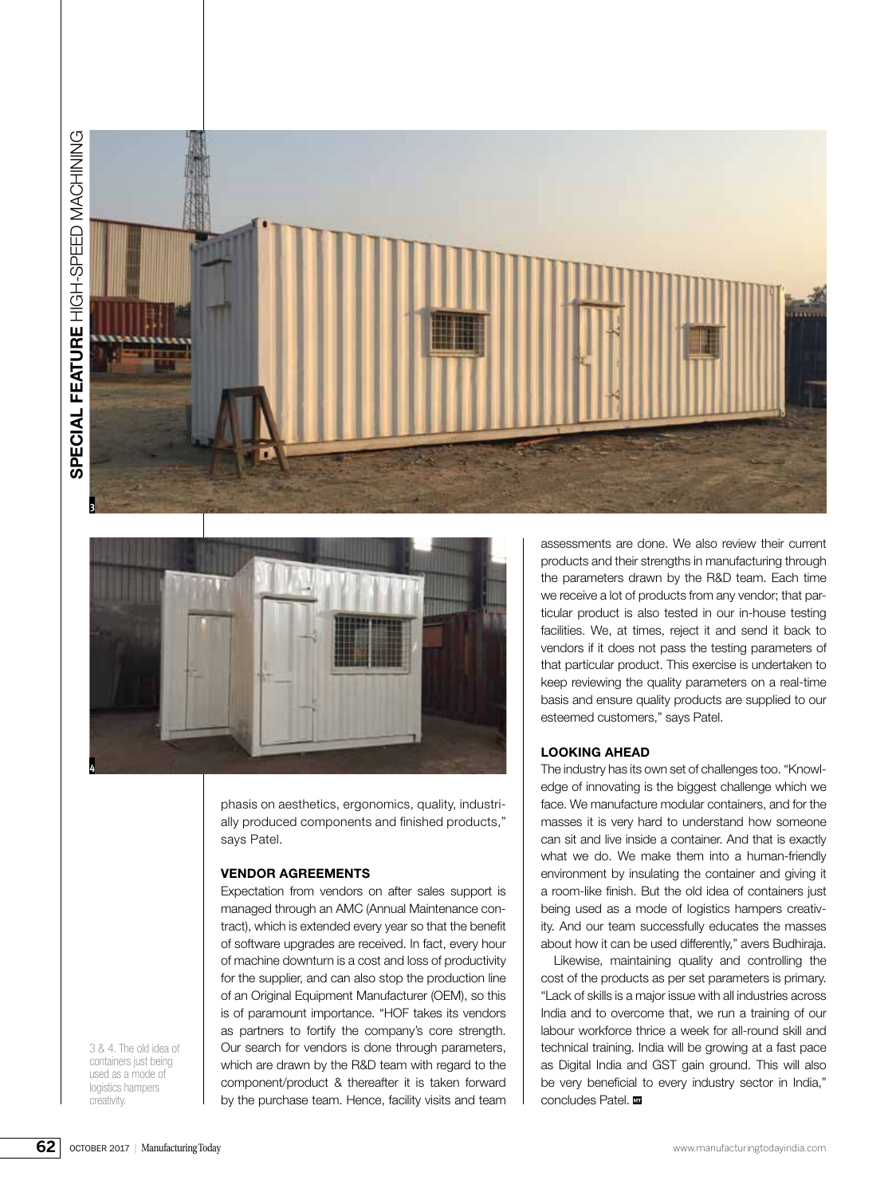phasis on aesthetics, ergonomics, quality, industrially produced components and finished products," says Patel.

### VENDOR AGREEMENTS

Expectation from vendors on after sales support is managed through an AMC (Annual Maintenance contract), which is extended every year so that the benefit of software upgrades are received. In fact, every hour of machine downturn is a cost and loss of productivity for the supplier, and can also stop the production line of an Original Equipment Manufacturer (OEM), so this is of paramount importance. "HOF takes its vendors as partners to fortify the company's core strength. Our search for vendors is done through parameters, which are drawn by the R&D team with regard to the component/product & thereafter it is taken forward by the purchase team. Hence, facility visits and team assessments are done. We also review their current products and their strengths in manufacturing through the parameters drawn by the R&D team. Each time we receive a lot of products from any vendor; that particular product is also tested in our in-house testing facilities. We, at times, reject it and send it back to vendors if it does not pass the testing parameters of that particular product. This exercise is undertaken to keep reviewing the quality parameters on a real-time basis and ensure quality products are supplied to our esteemed customers," says Patel.

### LOOKING AHEAD

The industry has its own set of challenges too. "Knowledge of innovating is the biggest challenge which we face. We manufacture modular containers, and for the masses it is very hard to understand how someone can sit and live inside a container. And that is exactly what we do. We make them into a human-friendly environment by insulating the container and giving it a room-like finish. But the old idea of containers just being used as a mode of logistics hampers creativity. And our team successfully educates the masses about how it can be used differently," avers Budhiraja.

Likewise, maintaining quality and controlling the cost of the products as per set parameters is primary. "Lack of skills is a major issue with all industries across India and to overcome that, we run a training of our labour workforce thrice a week for all-round skill and technical training. India will be growing at a fast pace as Digital India and GST gain ground. This will also be very beneficial to every industry sector in India," concludes Patel.

3 & 4. The old idea of containers just being used as a mode of logistics hampers creativity.